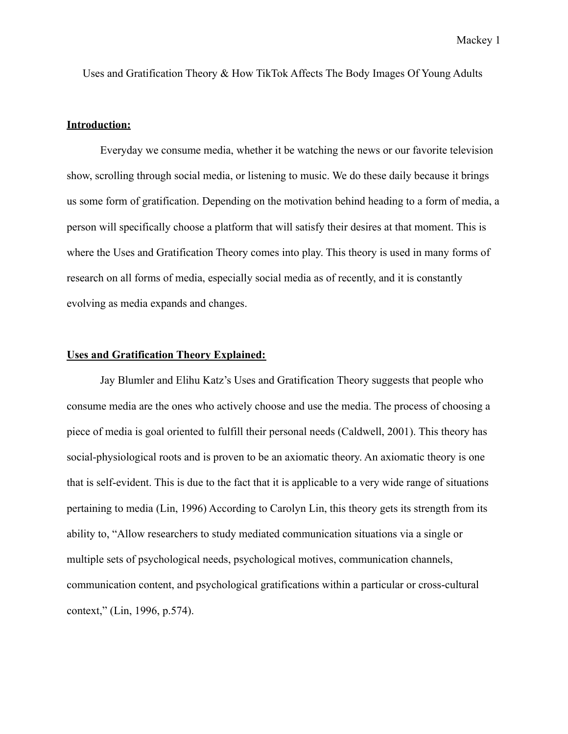# Uses and Gratification Theory & How TikTok Affects The Body Images Of Young Adults

**<u>Introduction:</u>**

Everyday we consume media, whether it be watching the news or our favorite television show, scrolling through social media, or listening to music. We do these daily because it brings us some form of gratification. Depending on the motivation behind heading to a form of media, a person will specifically choose a platform that will satisfy their desires at that moment. This is where the Uses and Gratification Theory comes into play. This theory is used in many forms of research on all forms of media, especially social media as of recently, and it is constantly evolving as media expands and changes.

**<u>Uses and Gratification Theory Explained:</u>**

Jay Blumler and Elihu Katz's Uses and Gratification Theory suggests that people who consume media are the ones who actively choose and use the media. The process of choosing a piece of media is goal oriented to fulfill their personal needs (Caldwell, 2001). This theory has social-physiological roots and is proven to be an axiomatic theory. An axiomatic theory is one that is self-evident. This is due to the fact that it is applicable to a very wide range of situations pertaining to media (Lin, 1996) According to Carolyn Lin, this theory gets its strength from its ability to, "Allow researchers to study mediated communication situations via a single or multiple sets of psychological needs, psychological motives, communication channels, communication content, and psychological gratifications within a particular or cross-cultural context," (Lin, 1996, p.574).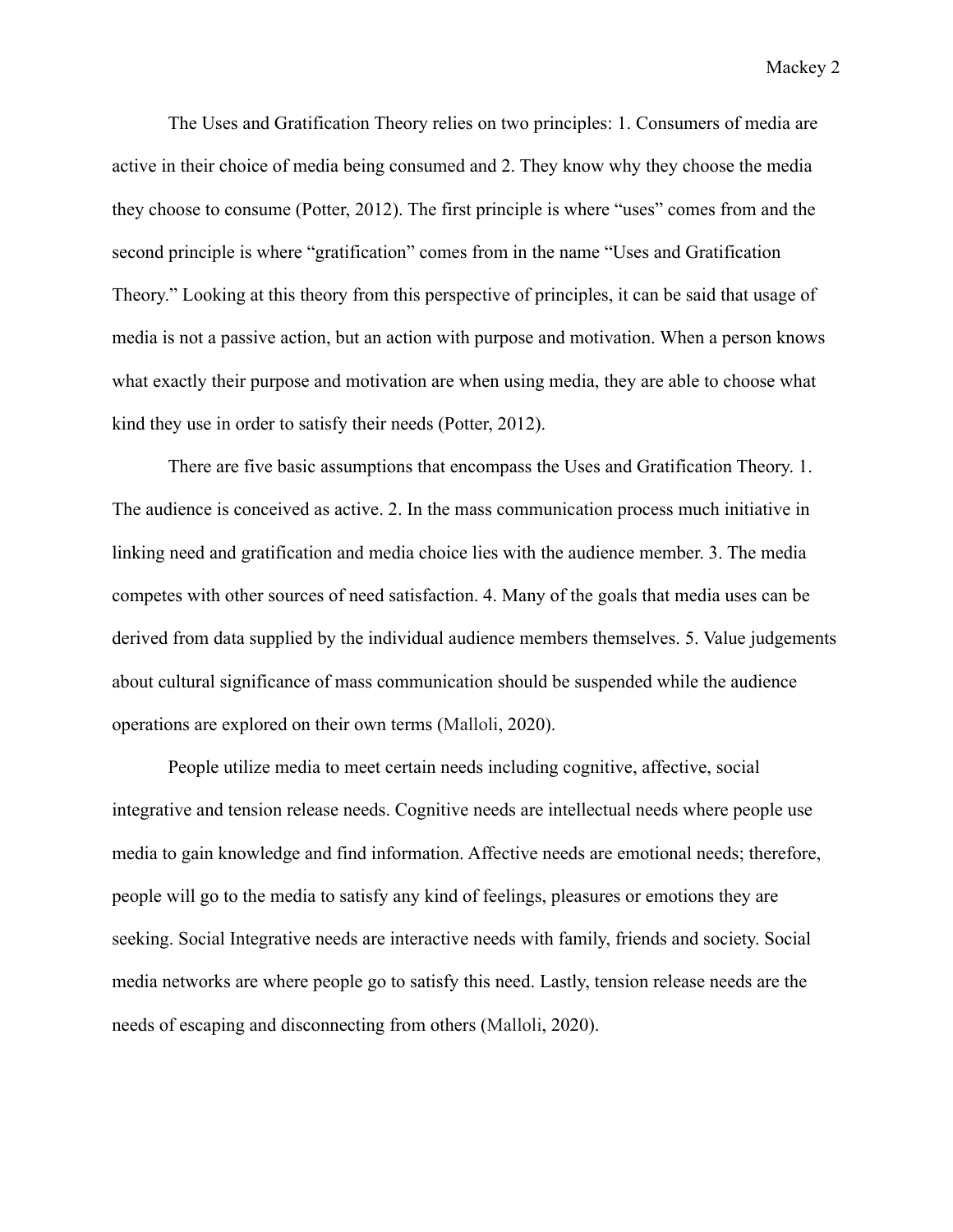The Uses and Gratification Theory relies on two principles: 1. Consumers of media are active in their choice of media being consumed and 2. They know why they choose the media they choose to consume (Potter, 2012). The first principle is where "uses" comes from and the second principle is where "gratification" comes from in the name "Uses and Gratification Theory." Looking at this theory from this perspective of principles, it can be said that usage of media is not a passive action, but an action with purpose and motivation. When a person knows what exactly their purpose and motivation are when using media, they are able to choose what kind they use in order to satisfy their needs (Potter, 2012).

There are five basic assumptions that encompass the Uses and Gratification Theory. 1. The audience is conceived as active. 2. In the mass communication process much initiative in linking need and gratification and media choice lies with the audience member. 3. The media competes with other sources of need satisfaction. 4. Many of the goals that media uses can be derived from data supplied by the individual audience members themselves. 5. Value judgements about cultural significance of mass communication should be suspended while the audience operations are explored on their own terms (Malloli, 2020).

People utilize media to meet certain needs including cognitive, affective, social integrative and tension release needs. Cognitive needs are intellectual needs where people use media to gain knowledge and find information. Affective needs are emotional needs; therefore, people will go to the media to satisfy any kind of feelings, pleasures or emotions they are seeking. Social Integrative needs are interactive needs with family, friends and society. Social media networks are where people go to satisfy this need. Lastly, tension release needs are the needs of escaping and disconnecting from others (Malloli, 2020).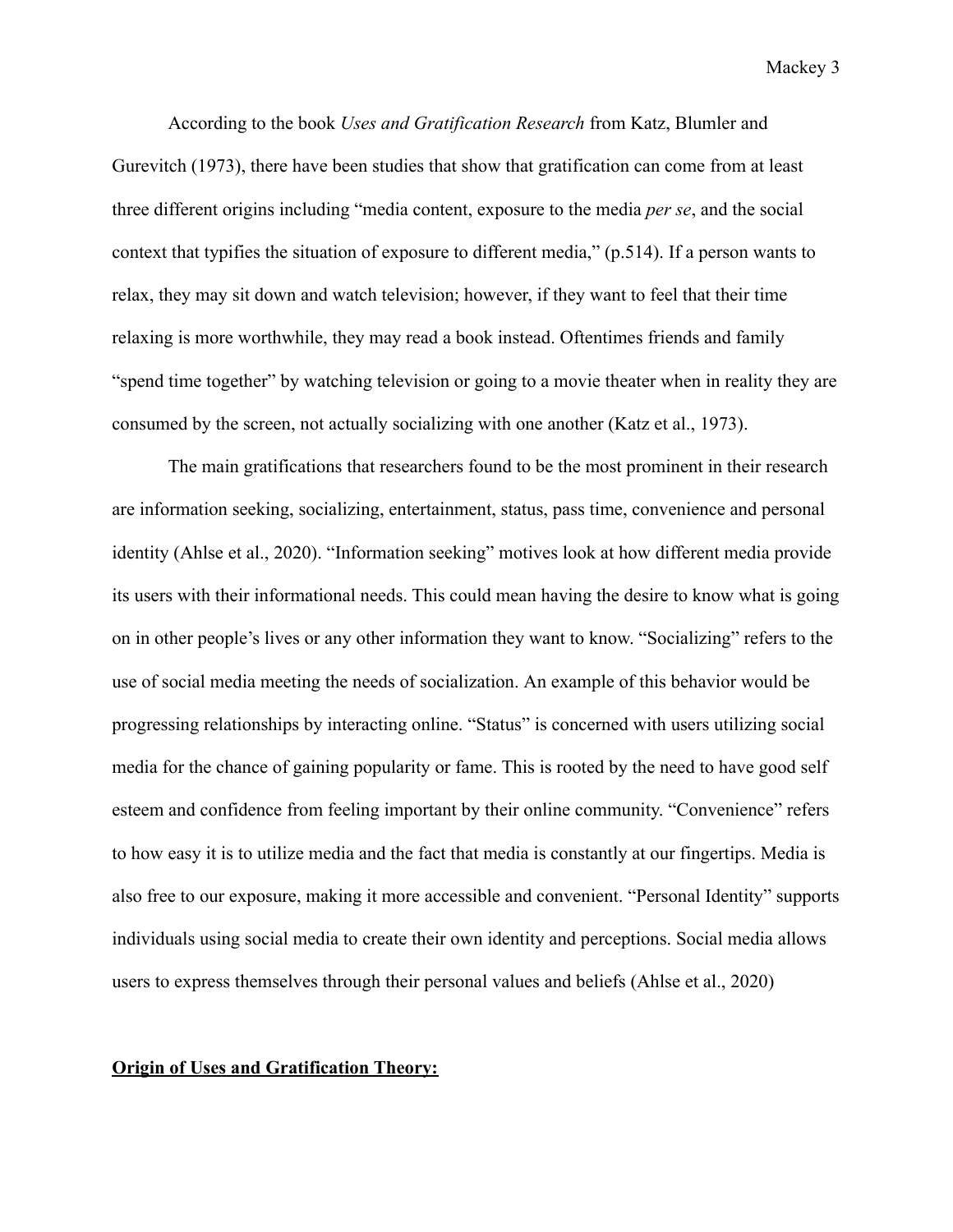According to the book *Uses and Gratification Research* from Katz, Blumler and Gurevitch (1973), there have been studies that show that gratification can come from at least three different origins including "media content, exposure to the media *per se*, and the social context that typifies the situation of exposure to different media," (p.514). If a person wants to relax, they may sit down and watch television; however, if they want to feel that their time relaxing is more worthwhile, they may read a book instead. Oftentimes friends and family "spend time together" by watching television or going to a movie theater when in reality they are consumed by the screen, not actually socializing with one another (Katz et al., 1973).

The main gratifications that researchers found to be the most prominent in their research are information seeking, socializing, entertainment, status, pass time, convenience and personal identity (Ahlse et al., 2020). "Information seeking" motives look at how different media provide its users with their informational needs. This could mean having the desire to know what is going on in other people's lives or any other information they want to know. "Socializing" refers to the use of social media meeting the needs of socialization. An example of this behavior would be progressing relationships by interacting online. "Status" is concerned with users utilizing social media for the chance of gaining popularity or fame. This is rooted by the need to have good self esteem and confidence from feeling important by their online community. "Convenience" refers to how easy it is to utilize media and the fact that media is constantly at our fingertips. Media is also free to our exposure, making it more accessible and convenient. "Personal Identity" supports individuals using social media to create their own identity and perceptions. Social media allows users to express themselves through their personal values and beliefs (Ahlse et al., 2020)

**<u>Origin of Uses and Gratification Theory:</u>**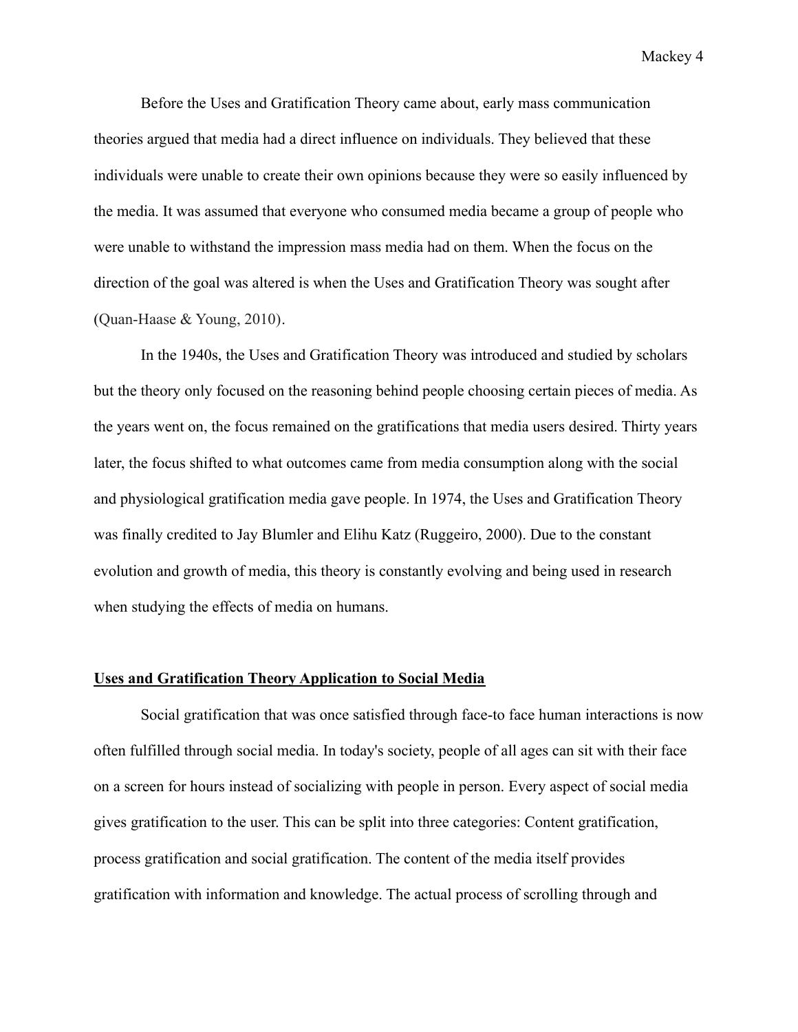Before the Uses and Gratification Theory came about, early mass communication theories argued that media had a direct influence on individuals. They believed that these individuals were unable to create their own opinions because they were so easily influenced by the media. It was assumed that everyone who consumed media became a group of people who were unable to withstand the impression mass media had on them. When the focus on the direction of the goal was altered is when the Uses and Gratification Theory was sought after (Quan-Haase & Young, 2010).

In the 1940s, the Uses and Gratification Theory was introduced and studied by scholars but the theory only focused on the reasoning behind people choosing certain pieces of media. As the years went on, the focus remained on the gratifications that media users desired. Thirty years later, the focus shifted to what outcomes came from media consumption along with the social and physiological gratification media gave people. In 1974, the Uses and Gratification Theory was finally credited to Jay Blumler and Elihu Katz (Ruggeiro, 2000). Due to the constant evolution and growth of media, this theory is constantly evolving and being used in research when studying the effects of media on humans.

## **Uses and Gratification Theory Application to Social Media**

Social gratification that was once satisfied through face-to face human interactions is now often fulfilled through social media. In today's society, people of all ages can sit with their face on a screen for hours instead of socializing with people in person. Every aspect of social media gives gratification to the user. This can be split into three categories: Content gratification, process gratification and social gratification. The content of the media itself provides gratification with information and knowledge. The actual process of scrolling through and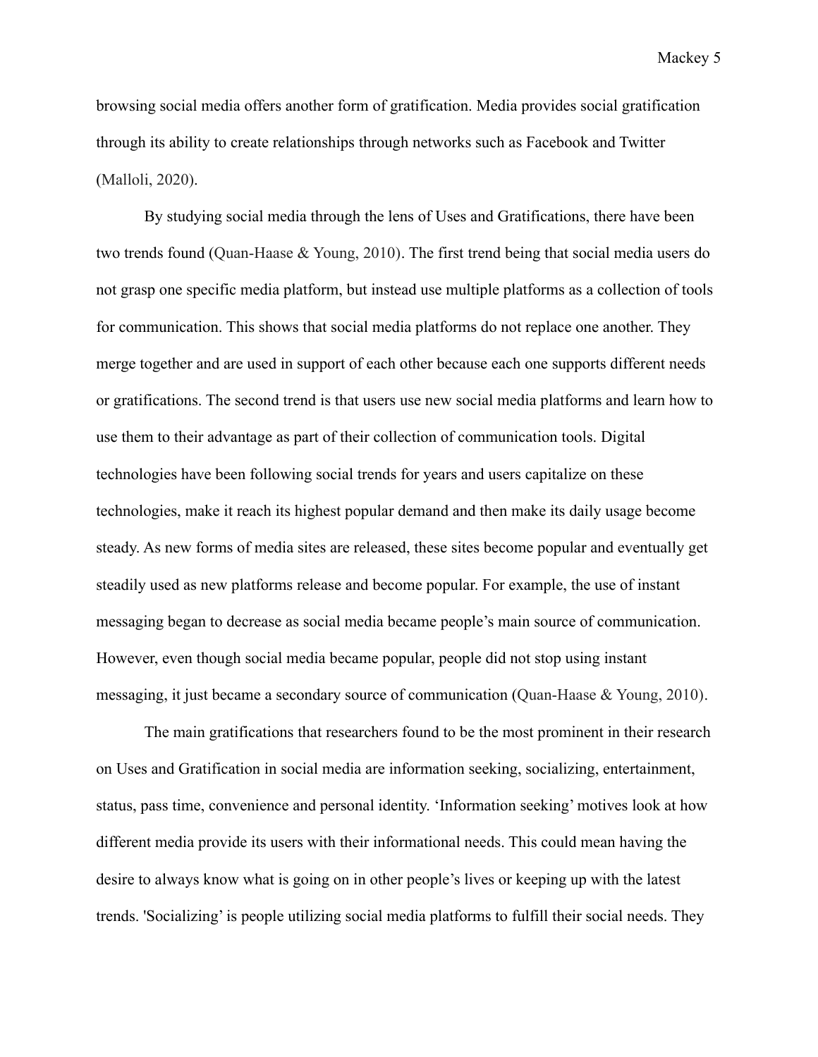browsing social media offers another form of gratification. Media provides social gratification through its ability to create relationships through networks such as Facebook and Twitter (Malloli, 2020).

By studying social media through the lens of Uses and Gratifications, there have been two trends found (Quan-Haase & Young, 2010). The first trend being that social media users do not grasp one specific media platform, but instead use multiple platforms as a collection of tools for communication. This shows that social media platforms do not replace one another. They merge together and are used in support of each other because each one supports different needs or gratifications. The second trend is that users use new social media platforms and learn how to use them to their advantage as part of their collection of communication tools. Digital technologies have been following social trends for years and users capitalize on these technologies, make it reach its highest popular demand and then make its daily usage become steady. As new forms of media sites are released, these sites become popular and eventually get steadily used as new platforms release and become popular. For example, the use of instant messaging began to decrease as social media became people's main source of communication. However, even though social media became popular, people did not stop using instant messaging, it just became a secondary source of communication (Quan-Haase & Young, 2010).

The main gratifications that researchers found to be the most prominent in their research on Uses and Gratification in social media are information seeking, socializing, entertainment, status, pass time, convenience and personal identity. 'Information seeking' motives look at how different media provide its users with their informational needs. This could mean having the desire to always know what is going on in other people's lives or keeping up with the latest trends. 'Socializing' is people utilizing social media platforms to fulfill their social needs. They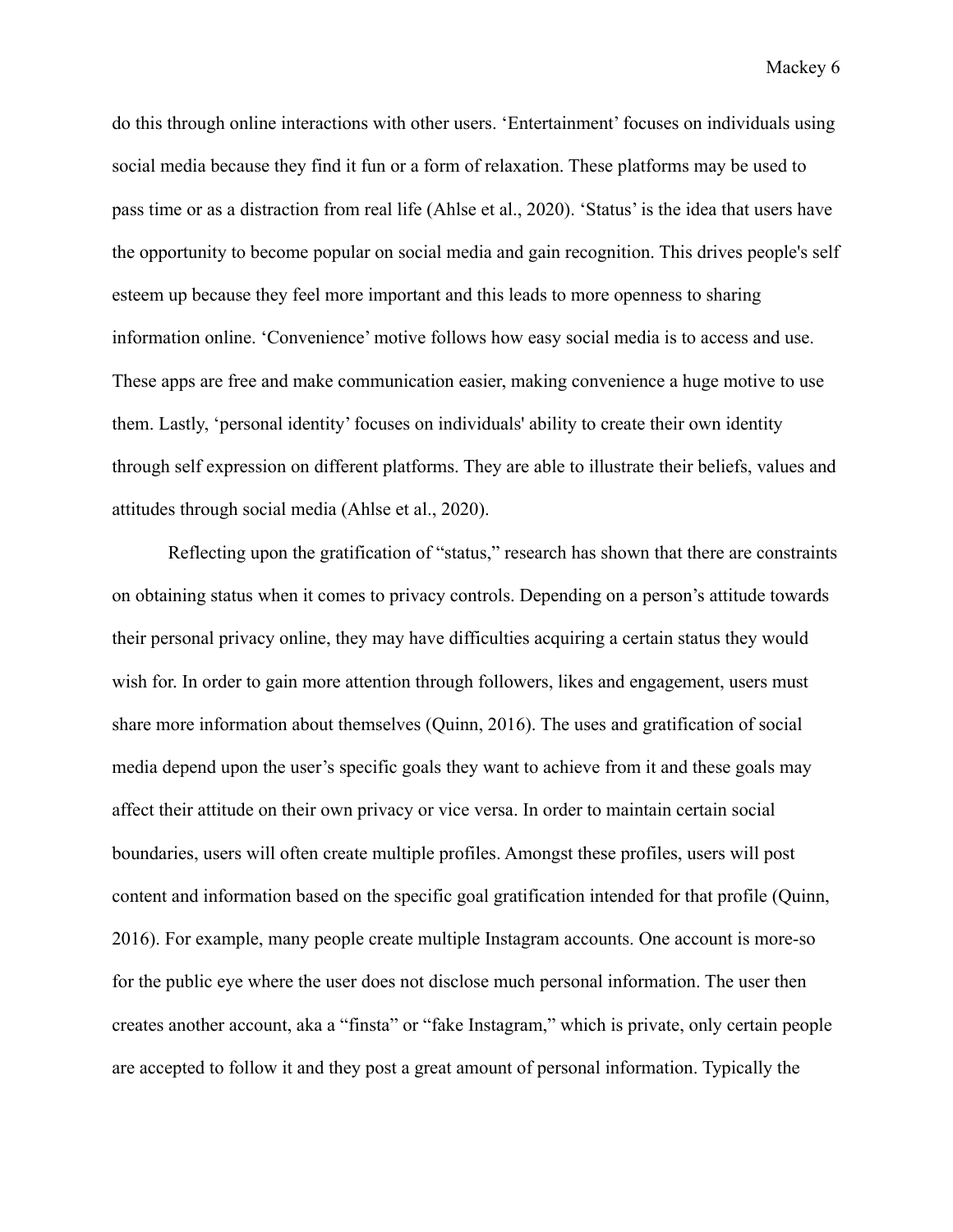do this through online interactions with other users. 'Entertainment' focuses on individuals using social media because they find it fun or a form of relaxation. These platforms may be used to pass time or as a distraction from real life (Ahlse et al., 2020). 'Status' is the idea that users have the opportunity to become popular on social media and gain recognition. This drives people's self esteem up because they feel more important and this leads to more openness to sharing information online. 'Convenience' motive follows how easy social media is to access and use. These apps are free and make communication easier, making convenience a huge motive to use them. Lastly, 'personal identity' focuses on individuals' ability to create their own identity through self expression on different platforms. They are able to illustrate their beliefs, values and attitudes through social media (Ahlse et al., 2020).

Reflecting upon the gratification of "status," research has shown that there are constraints on obtaining status when it comes to privacy controls. Depending on a person's attitude towards their personal privacy online, they may have difficulties acquiring a certain status they would wish for. In order to gain more attention through followers, likes and engagement, users must share more information about themselves (Quinn, 2016). The uses and gratification of social media depend upon the user's specific goals they want to achieve from it and these goals may affect their attitude on their own privacy or vice versa. In order to maintain certain social boundaries, users will often create multiple profiles. Amongst these profiles, users will post content and information based on the specific goal gratification intended for that profile (Quinn, 2016). For example, many people create multiple Instagram accounts. One account is more-so for the public eye where the user does not disclose much personal information. The user then creates another account, aka a "finsta" or "fake Instagram," which is private, only certain people are accepted to follow it and they post a great amount of personal information. Typically the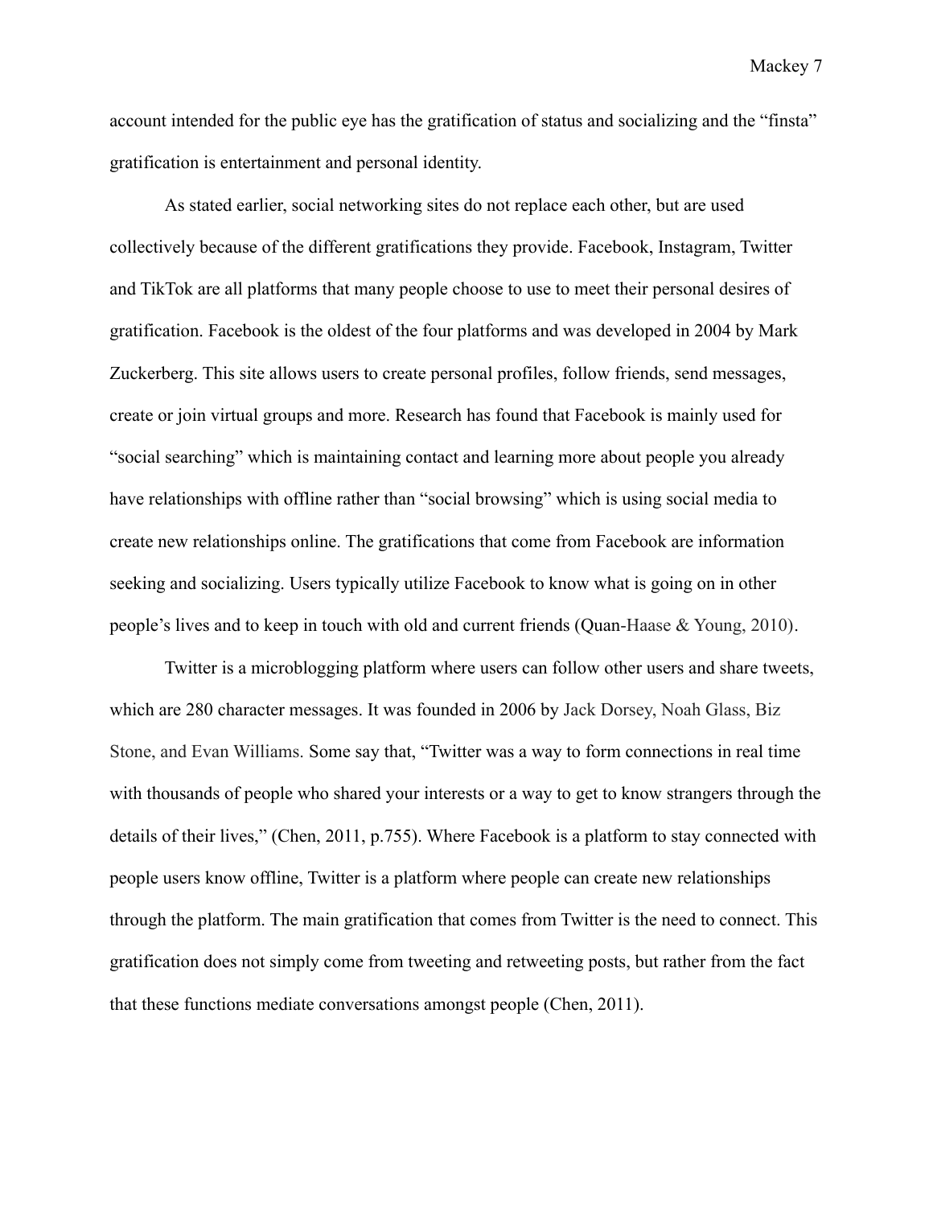account intended for the public eye has the gratification of status and socializing and the "finsta" gratification is entertainment and personal identity.

As stated earlier, social networking sites do not replace each other, but are used collectively because of the different gratifications they provide. Facebook, Instagram, Twitter and TikTok are all platforms that many people choose to use to meet their personal desires of gratification. Facebook is the oldest of the four platforms and was developed in 2004 by Mark Zuckerberg. This site allows users to create personal profiles, follow friends, send messages, create or join virtual groups and more. Research has found that Facebook is mainly used for "social searching" which is maintaining contact and learning more about people you already have relationships with offline rather than "social browsing" which is using social media to create new relationships online. The gratifications that come from Facebook are information seeking and socializing. Users typically utilize Facebook to know what is going on in other people's lives and to keep in touch with old and current friends (Quan-Haase & Young, 2010).

Twitter is a microblogging platform where users can follow other users and share tweets, which are 280 character messages. It was founded in 2006 by Jack Dorsey, Noah Glass, Biz Stone, and Evan Williams. Some say that, "Twitter was a way to form connections in real time with thousands of people who shared your interests or a way to get to know strangers through the details of their lives," (Chen, 2011, p.755). Where Facebook is a platform to stay connected with people users know offline, Twitter is a platform where people can create new relationships through the platform. The main gratification that comes from Twitter is the need to connect. This gratification does not simply come from tweeting and retweeting posts, but rather from the fact that these functions mediate conversations amongst people (Chen, 2011).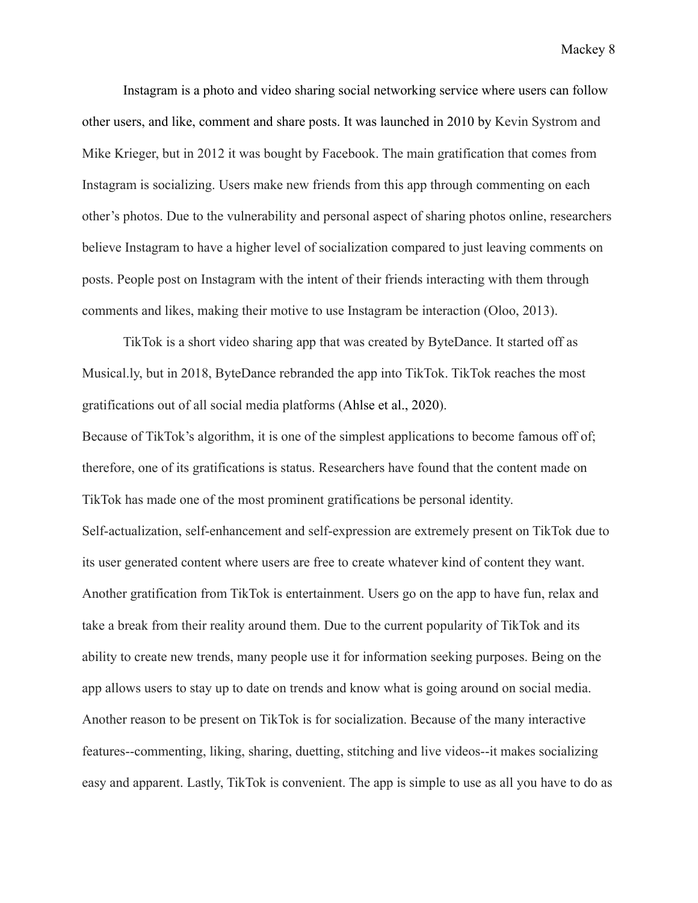Instagram is a photo and video sharing social networking service where users can follow other users, and like, comment and share posts. It was launched in 2010 by Kevin Systrom and Mike Krieger, but in 2012 it was bought by Facebook. The main gratification that comes from Instagram is socializing. Users make new friends from this app through commenting on each other's photos. Due to the vulnerability and personal aspect of sharing photos online, researchers believe Instagram to have a higher level of socialization compared to just leaving comments on posts. People post on Instagram with the intent of their friends interacting with them through comments and likes, making their motive to use Instagram be interaction (Oloo, 2013).

TikTok is a short video sharing app that was created by ByteDance. It started off as Musical.ly, but in 2018, ByteDance rebranded the app into TikTok. TikTok reaches the most gratifications out of all social media platforms (Ahlse et al., 2020).

Because of TikTok's algorithm, it is one of the simplest applications to become famous off of; therefore, one of its gratifications is status. Researchers have found that the content made on TikTok has made one of the most prominent gratifications be personal identity.

Self-actualization, self-enhancement and self-expression are extremely present on TikTok due to its user generated content where users are free to create whatever kind of content they want. Another gratification from TikTok is entertainment. Users go on the app to have fun, relax and take a break from their reality around them. Due to the current popularity of TikTok and its ability to create new trends, many people use it for information seeking purposes. Being on the app allows users to stay up to date on trends and know what is going around on social media. Another reason to be present on TikTok is for socialization. Because of the many interactive features--commenting, liking, sharing, duetting, stitching and live videos--it makes socializing easy and apparent. Lastly, TikTok is convenient. The app is simple to use as all you have to do as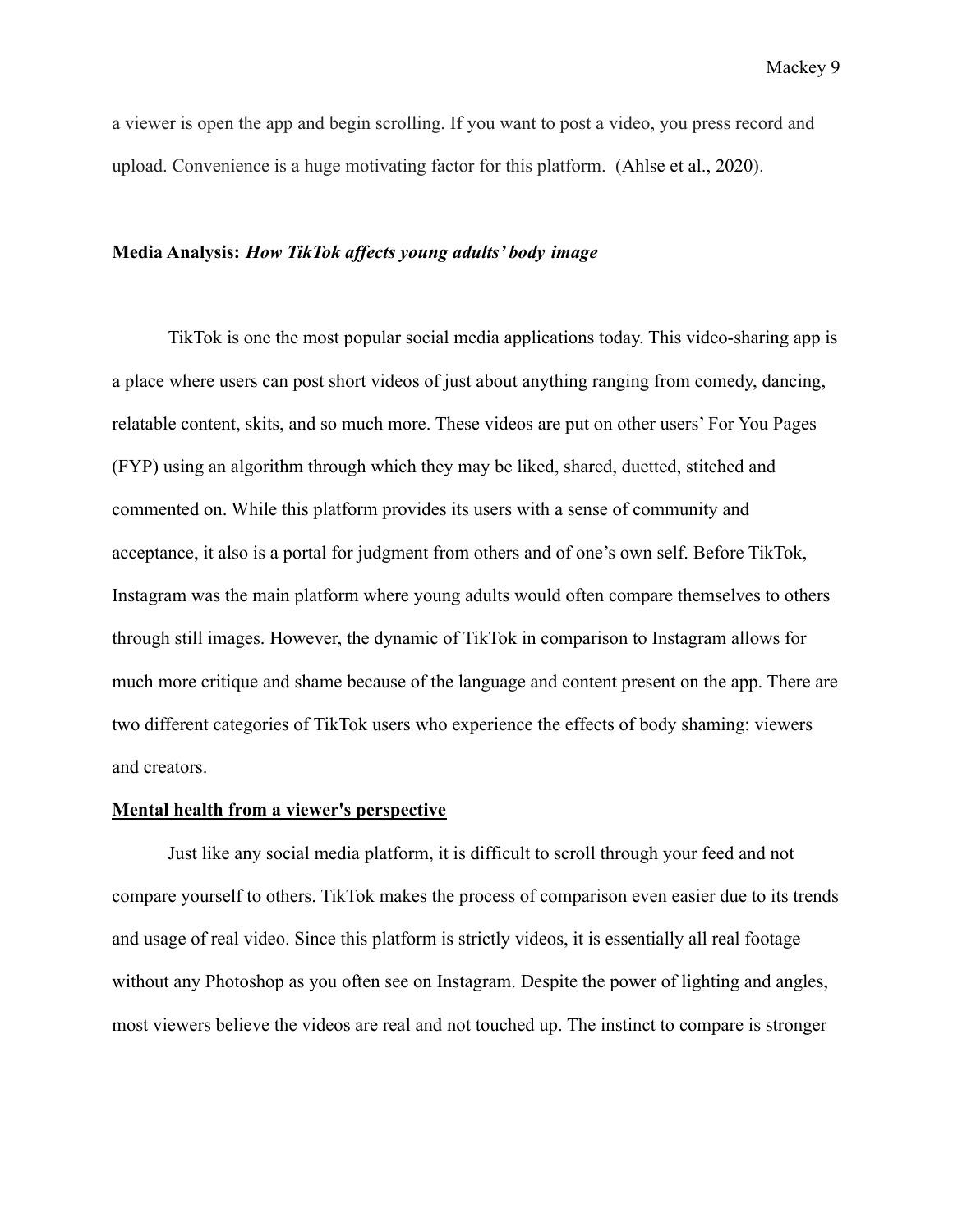a viewer is open the app and begin scrolling. If you want to post a video, you press record and upload. Convenience is a huge motivating factor for this platform. (Ahlse et al., 2020).

**Media Analysis:** ***How TikTok affects young adults' body image***

TikTok is one the most popular social media applications today. This video-sharing app is a place where users can post short videos of just about anything ranging from comedy, dancing, relatable content, skits, and so much more. These videos are put on other users' For You Pages (FYP) using an algorithm through which they may be liked, shared, duetted, stitched and commented on. While this platform provides its users with a sense of community and acceptance, it also is a portal for judgment from others and of one's own self. Before TikTok, Instagram was the main platform where young adults would often compare themselves to others through still images. However, the dynamic of TikTok in comparison to Instagram allows for much more critique and shame because of the language and content present on the app. There are two different categories of TikTok users who experience the effects of body shaming: viewers and creators.

**Mental health from a viewer's perspective**

Just like any social media platform, it is difficult to scroll through your feed and not compare yourself to others. TikTok makes the process of comparison even easier due to its trends and usage of real video. Since this platform is strictly videos, it is essentially all real footage without any Photoshop as you often see on Instagram. Despite the power of lighting and angles, most viewers believe the videos are real and not touched up. The instinct to compare is stronger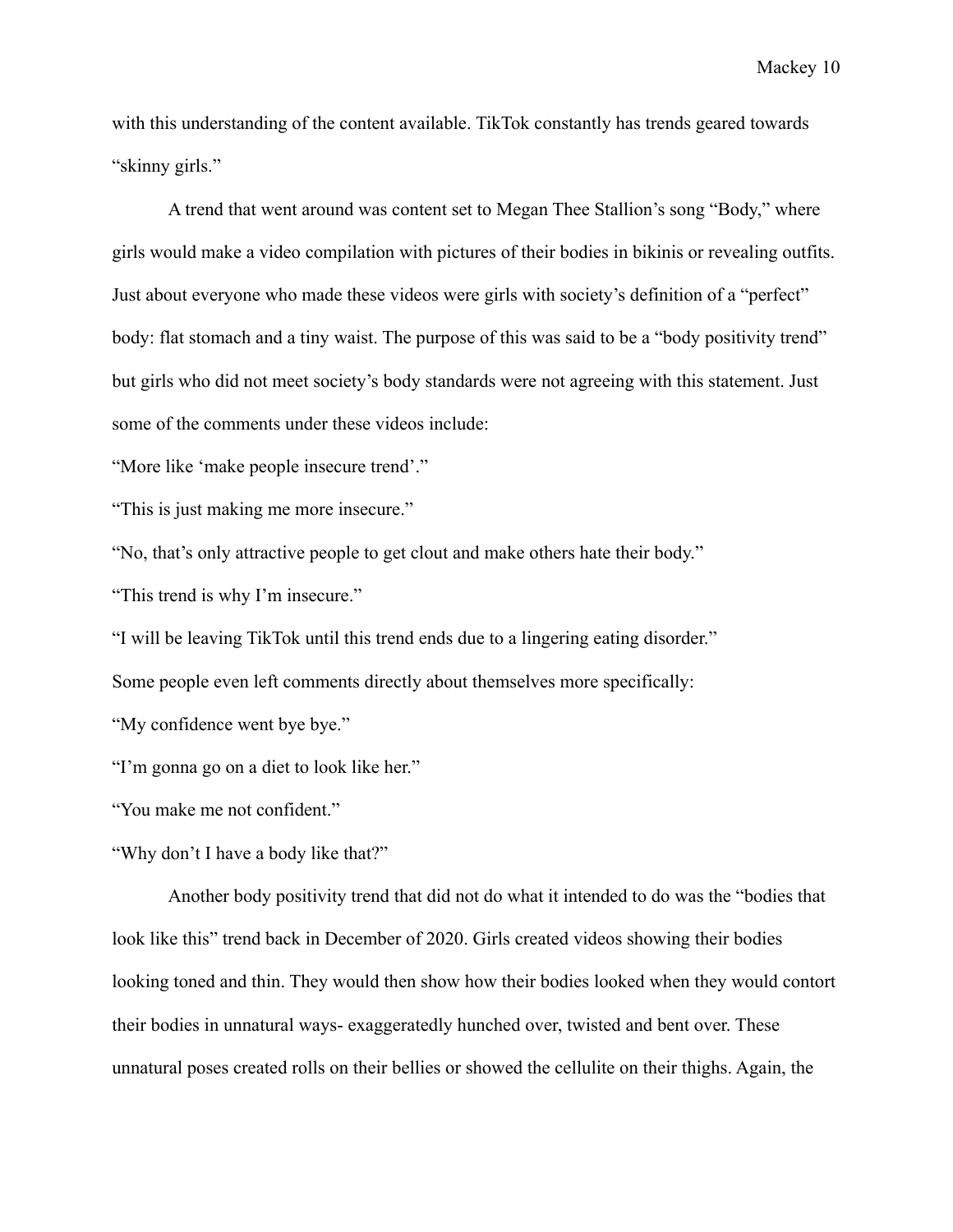with this understanding of the content available. TikTok constantly has trends geared towards "skinny girls."

A trend that went around was content set to Megan Thee Stallion's song "Body," where girls would make a video compilation with pictures of their bodies in bikinis or revealing outfits. Just about everyone who made these videos were girls with society's definition of a "perfect" body: flat stomach and a tiny waist. The purpose of this was said to be a "body positivity trend" but girls who did not meet society's body standards were not agreeing with this statement. Just some of the comments under these videos include:

"More like 'make people insecure trend'."

"This is just making me more insecure."

"No, that's only attractive people to get clout and make others hate their body."

"This trend is why I'm insecure."

"I will be leaving TikTok until this trend ends due to a lingering eating disorder."

Some people even left comments directly about themselves more specifically:

"My confidence went bye bye."

"I'm gonna go on a diet to look like her."

"You make me not confident."

"Why don't I have a body like that?"

Another body positivity trend that did not do what it intended to do was the "bodies that look like this" trend back in December of 2020. Girls created videos showing their bodies looking toned and thin. They would then show how their bodies looked when they would contort their bodies in unnatural ways- exaggeratedly hunched over, twisted and bent over. These unnatural poses created rolls on their bellies or showed the cellulite on their thighs. Again, the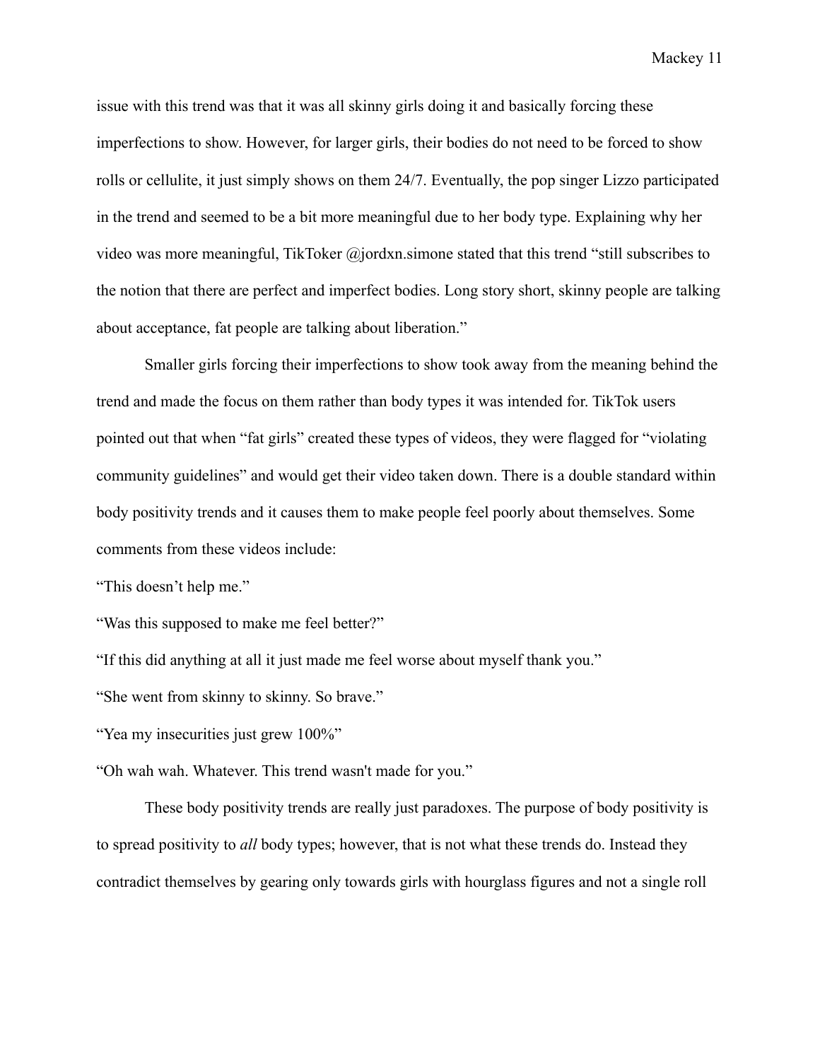issue with this trend was that it was all skinny girls doing it and basically forcing these imperfections to show. However, for larger girls, their bodies do not need to be forced to show rolls or cellulite, it just simply shows on them 24/7. Eventually, the pop singer Lizzo participated in the trend and seemed to be a bit more meaningful due to her body type. Explaining why her video was more meaningful, TikToker @jordxn.simone stated that this trend "still subscribes to the notion that there are perfect and imperfect bodies. Long story short, skinny people are talking about acceptance, fat people are talking about liberation."

Smaller girls forcing their imperfections to show took away from the meaning behind the trend and made the focus on them rather than body types it was intended for. TikTok users pointed out that when "fat girls" created these types of videos, they were flagged for "violating community guidelines" and would get their video taken down. There is a double standard within body positivity trends and it causes them to make people feel poorly about themselves. Some comments from these videos include:

"This doesn't help me."

"Was this supposed to make me feel better?"

"If this did anything at all it just made me feel worse about myself thank you."

"She went from skinny to skinny. So brave."

"Yea my insecurities just grew 100%"

"Oh wah wah. Whatever. This trend wasn't made for you."

These body positivity trends are really just paradoxes. The purpose of body positivity is to spread positivity to *all* body types; however, that is not what these trends do. Instead they contradict themselves by gearing only towards girls with hourglass figures and not a single roll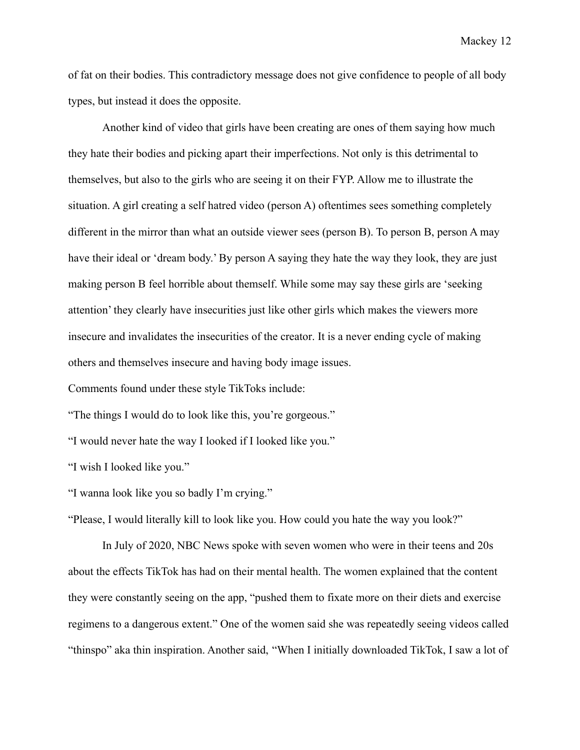of fat on their bodies. This contradictory message does not give confidence to people of all body types, but instead it does the opposite.

Another kind of video that girls have been creating are ones of them saying how much they hate their bodies and picking apart their imperfections. Not only is this detrimental to themselves, but also to the girls who are seeing it on their FYP. Allow me to illustrate the situation. A girl creating a self hatred video (person A) oftentimes sees something completely different in the mirror than what an outside viewer sees (person B). To person B, person A may have their ideal or 'dream body.' By person A saying they hate the way they look, they are just making person B feel horrible about themself. While some may say these girls are 'seeking attention' they clearly have insecurities just like other girls which makes the viewers more insecure and invalidates the insecurities of the creator. It is a never ending cycle of making others and themselves insecure and having body image issues.

Comments found under these style TikToks include:

"The things I would do to look like this, you're gorgeous."

"I would never hate the way I looked if I looked like you."

"I wish I looked like you."

"I wanna look like you so badly I'm crying."

"Please, I would literally kill to look like you. How could you hate the way you look?"

In July of 2020, NBC News spoke with seven women who were in their teens and 20s about the effects TikTok has had on their mental health. The women explained that the content they were constantly seeing on the app, "pushed them to fixate more on their diets and exercise regimens to a dangerous extent." One of the women said she was repeatedly seeing videos called "thinspo" aka thin inspiration. Another said, "When I initially downloaded TikTok, I saw a lot of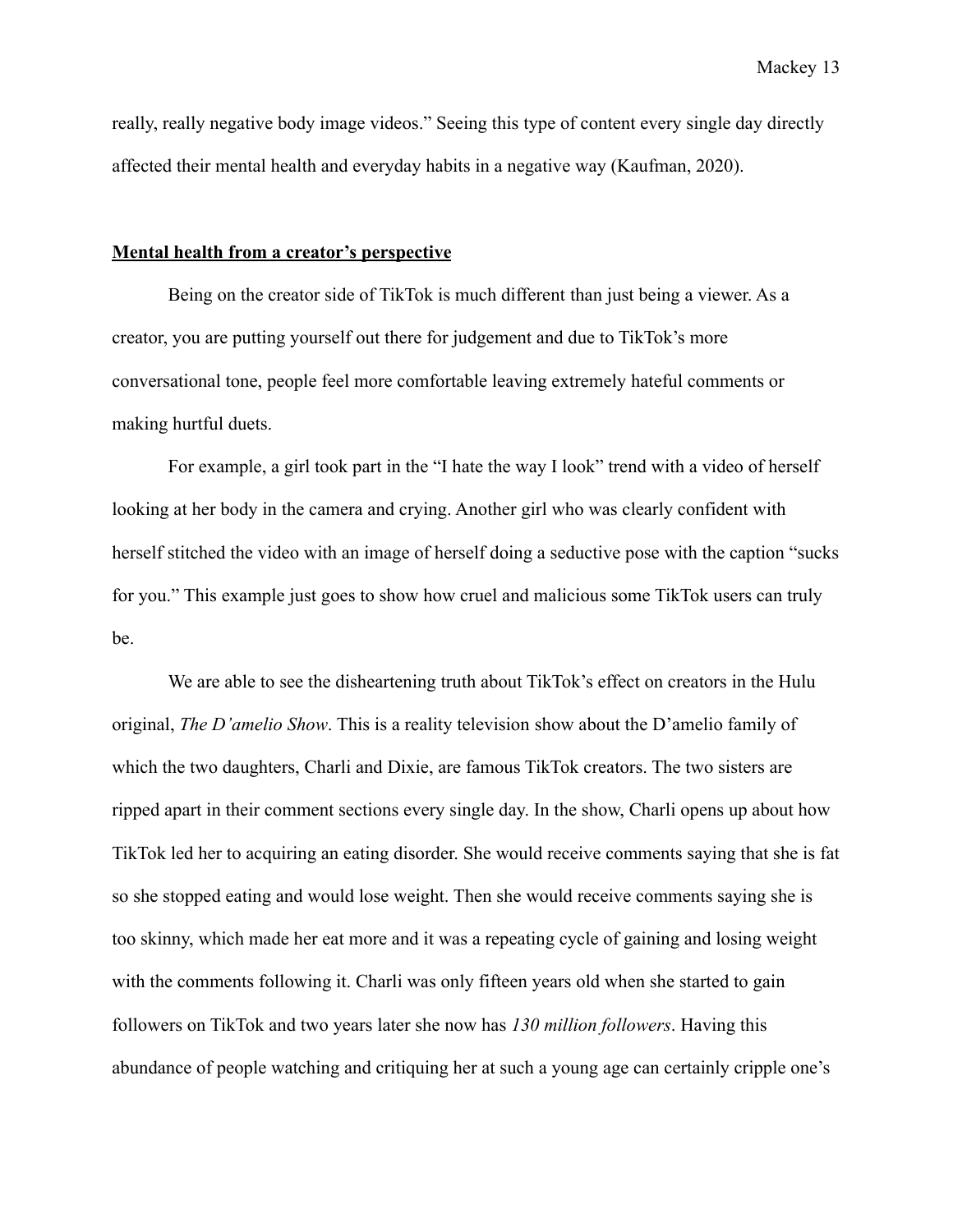really, really negative body image videos." Seeing this type of content every single day directly affected their mental health and everyday habits in a negative way (Kaufman, 2020).

## **Mental health from a creator's perspective**

Being on the creator side of TikTok is much different than just being a viewer. As a creator, you are putting yourself out there for judgement and due to TikTok's more conversational tone, people feel more comfortable leaving extremely hateful comments or making hurtful duets.

For example, a girl took part in the "I hate the way I look" trend with a video of herself looking at her body in the camera and crying. Another girl who was clearly confident with herself stitched the video with an image of herself doing a seductive pose with the caption "sucks for you." This example just goes to show how cruel and malicious some TikTok users can truly be.

We are able to see the disheartening truth about TikTok's effect on creators in the Hulu original, *The D'amelio Show*. This is a reality television show about the D'amelio family of which the two daughters, Charli and Dixie, are famous TikTok creators. The two sisters are ripped apart in their comment sections every single day. In the show, Charli opens up about how TikTok led her to acquiring an eating disorder. She would receive comments saying that she is fat so she stopped eating and would lose weight. Then she would receive comments saying she is too skinny, which made her eat more and it was a repeating cycle of gaining and losing weight with the comments following it. Charli was only fifteen years old when she started to gain followers on TikTok and two years later she now has *130 million followers*. Having this abundance of people watching and critiquing her at such a young age can certainly cripple one's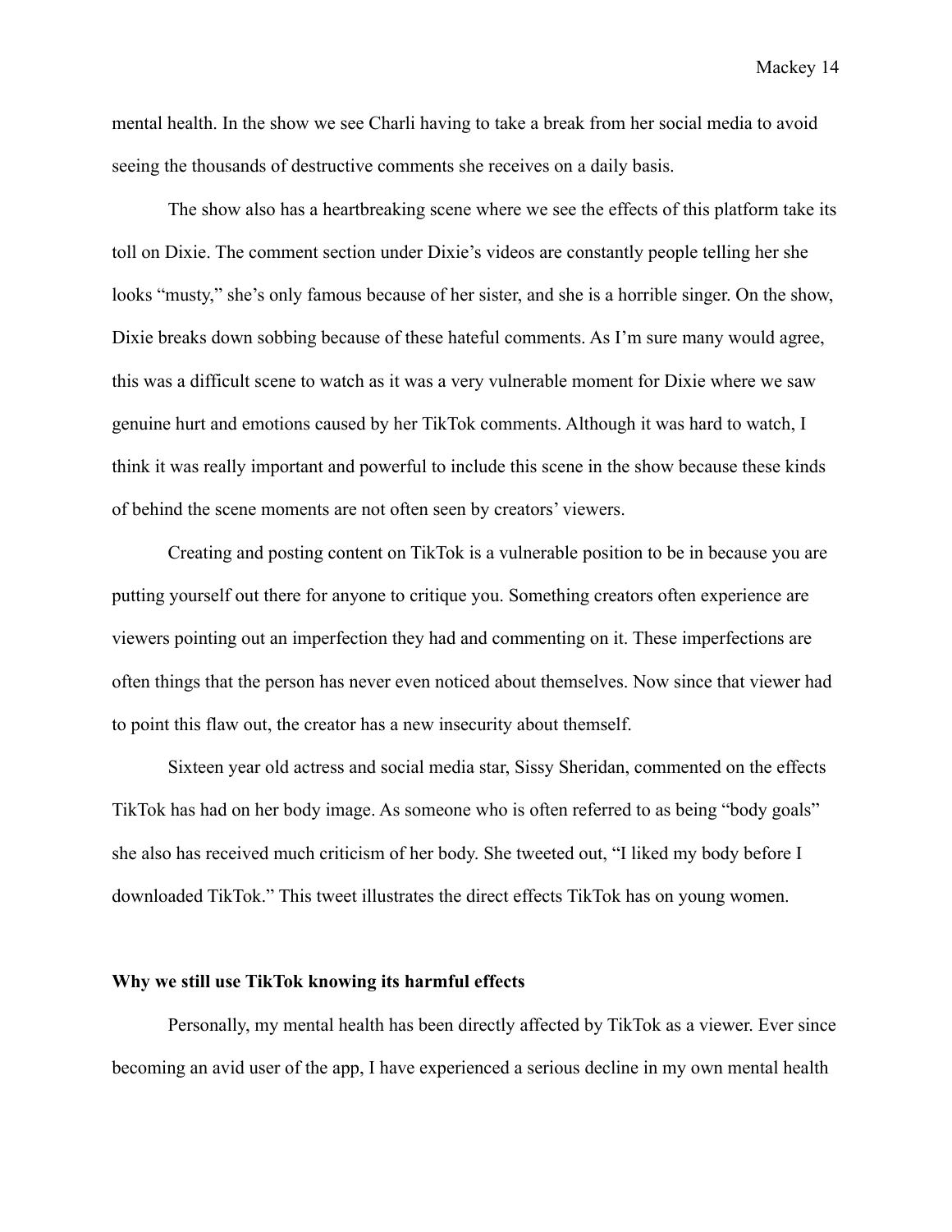mental health. In the show we see Charli having to take a break from her social media to avoid seeing the thousands of destructive comments she receives on a daily basis.

The show also has a heartbreaking scene where we see the effects of this platform take its toll on Dixie. The comment section under Dixie's videos are constantly people telling her she looks "musty," she's only famous because of her sister, and she is a horrible singer. On the show, Dixie breaks down sobbing because of these hateful comments. As I'm sure many would agree, this was a difficult scene to watch as it was a very vulnerable moment for Dixie where we saw genuine hurt and emotions caused by her TikTok comments. Although it was hard to watch, I think it was really important and powerful to include this scene in the show because these kinds of behind the scene moments are not often seen by creators' viewers.

Creating and posting content on TikTok is a vulnerable position to be in because you are putting yourself out there for anyone to critique you. Something creators often experience are viewers pointing out an imperfection they had and commenting on it. These imperfections are often things that the person has never even noticed about themselves. Now since that viewer had to point this flaw out, the creator has a new insecurity about themself.

Sixteen year old actress and social media star, Sissy Sheridan, commented on the effects TikTok has had on her body image. As someone who is often referred to as being "body goals" she also has received much criticism of her body. She tweeted out, "I liked my body before I downloaded TikTok." This tweet illustrates the direct effects TikTok has on young women.

**Why we still use TikTok knowing its harmful effects**

Personally, my mental health has been directly affected by TikTok as a viewer. Ever since becoming an avid user of the app, I have experienced a serious decline in my own mental health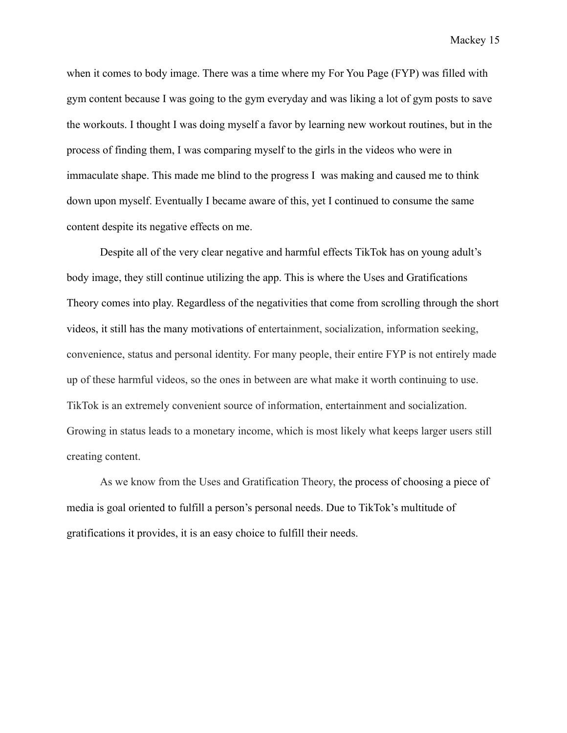when it comes to body image. There was a time where my For You Page (FYP) was filled with gym content because I was going to the gym everyday and was liking a lot of gym posts to save the workouts. I thought I was doing myself a favor by learning new workout routines, but in the process of finding them, I was comparing myself to the girls in the videos who were in immaculate shape. This made me blind to the progress I  was making and caused me to think down upon myself. Eventually I became aware of this, yet I continued to consume the same content despite its negative effects on me.

Despite all of the very clear negative and harmful effects TikTok has on young adult's body image, they still continue utilizing the app. This is where the Uses and Gratifications Theory comes into play. Regardless of the negativities that come from scrolling through the short videos, it still has the many motivations of entertainment, socialization, information seeking, convenience, status and personal identity. For many people, their entire FYP is not entirely made up of these harmful videos, so the ones in between are what make it worth continuing to use. TikTok is an extremely convenient source of information, entertainment and socialization. Growing in status leads to a monetary income, which is most likely what keeps larger users still creating content.

As we know from the Uses and Gratification Theory, the process of choosing a piece of media is goal oriented to fulfill a person's personal needs. Due to TikTok's multitude of gratifications it provides, it is an easy choice to fulfill their needs.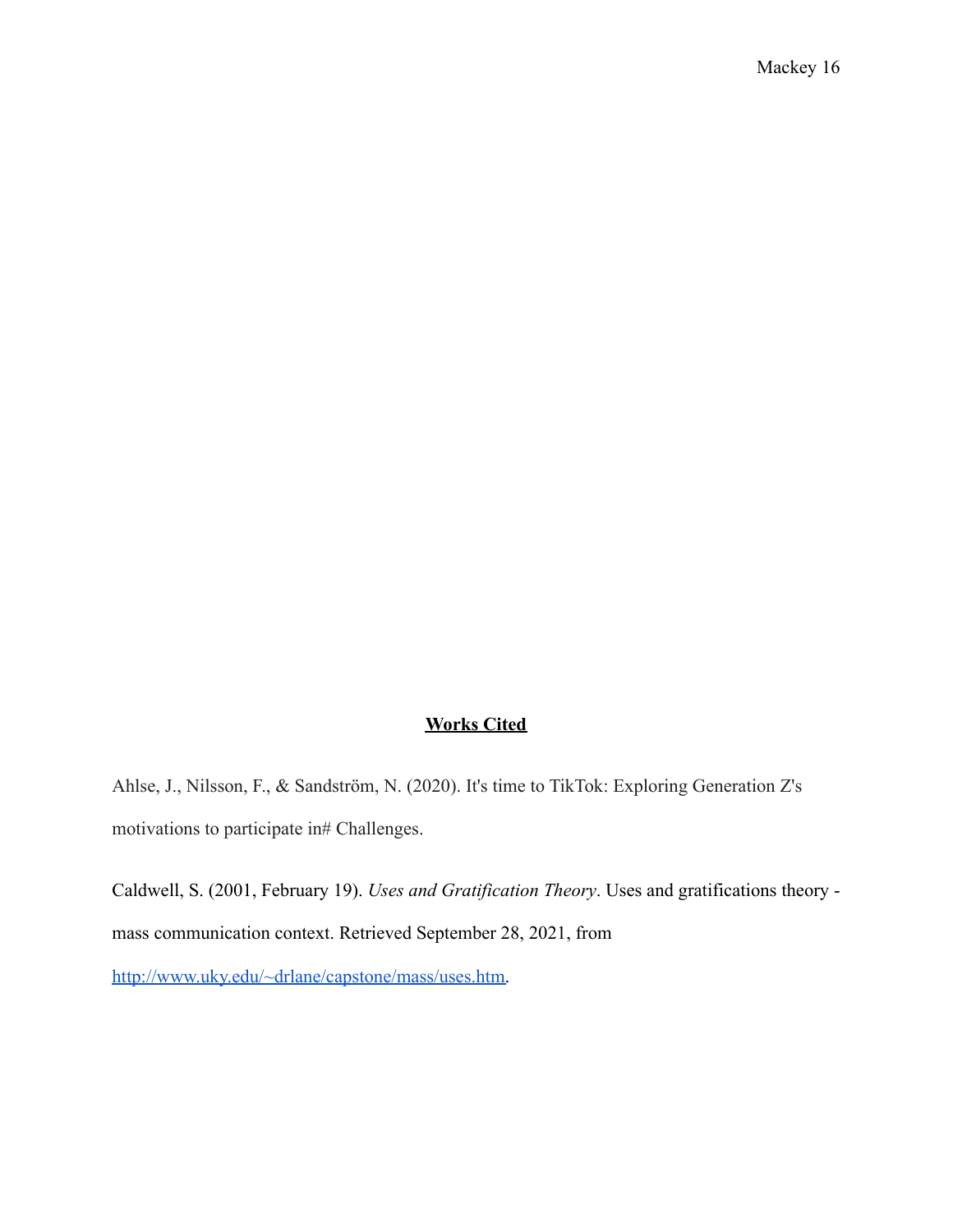## **Works Cited**

Ahlse, J., Nilsson, F., & Sandström, N. (2020). It's time to TikTok: Exploring Generation Z's motivations to participate in# Challenges.

Caldwell, S. (2001, February 19). *Uses and Gratification Theory*. Uses and gratifications theory - mass communication context. Retrieved September 28, 2021, from http://www.uky.edu/~drlane/capstone/mass/uses.htm.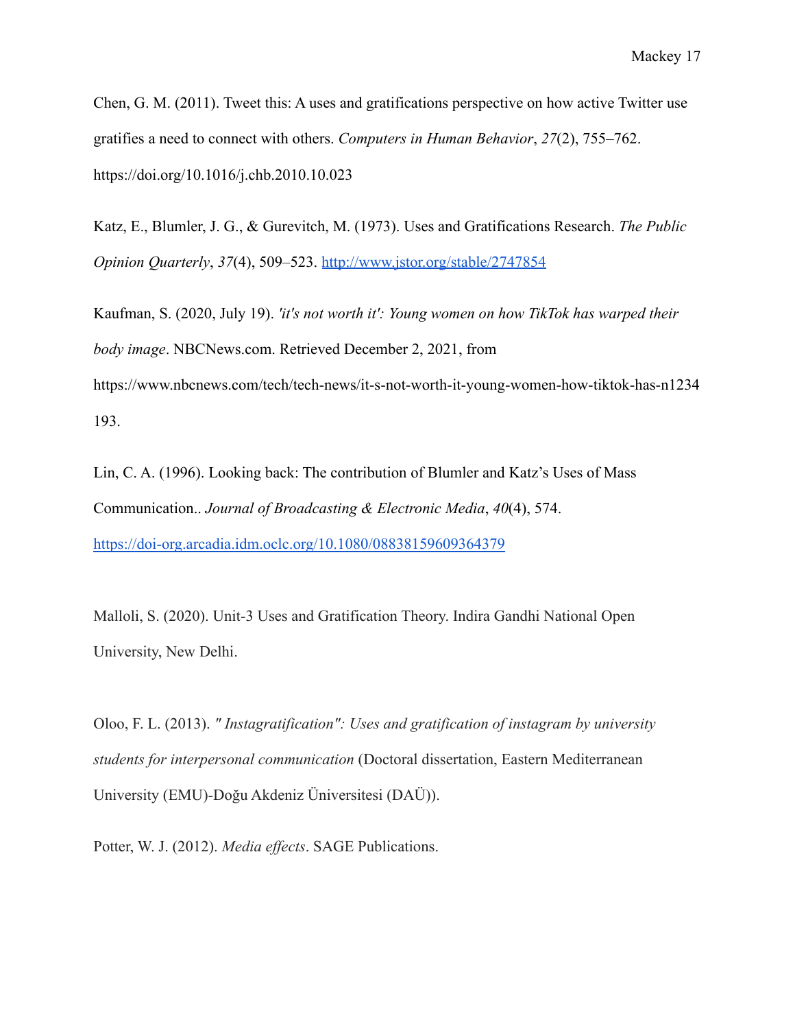Chen, G. M. (2011). Tweet this: A uses and gratifications perspective on how active Twitter use gratifies a need to connect with others. *Computers in Human Behavior*, *27*(2), 755–762. https://doi.org/10.1016/j.chb.2010.10.023

Katz, E., Blumler, J. G., & Gurevitch, M. (1973). Uses and Gratifications Research. *The Public Opinion Quarterly*, *37*(4), 509–523. http://www.jstor.org/stable/2747854

Kaufman, S. (2020, July 19). *'it's not worth it': Young women on how TikTok has warped their body image*. NBCNews.com. Retrieved December 2, 2021, from https://www.nbcnews.com/tech/tech-news/it-s-not-worth-it-young-women-how-tiktok-has-n1234193.

Lin, C. A. (1996). Looking back: The contribution of Blumler and Katz's Uses of Mass Communication.. *Journal of Broadcasting & Electronic Media*, *40*(4), 574. https://doi-org.arcadia.idm.oclc.org/10.1080/08838159609364379

Malloli, S. (2020). Unit-3 Uses and Gratification Theory. Indira Gandhi National Open University, New Delhi.

Oloo, F. L. (2013). *" Instagratification": Uses and gratification of instagram by university students for interpersonal communication* (Doctoral dissertation, Eastern Mediterranean University (EMU)-Doğu Akdeniz Üniversitesi (DAÜ)).

Potter, W. J. (2012). *Media effects*. SAGE Publications.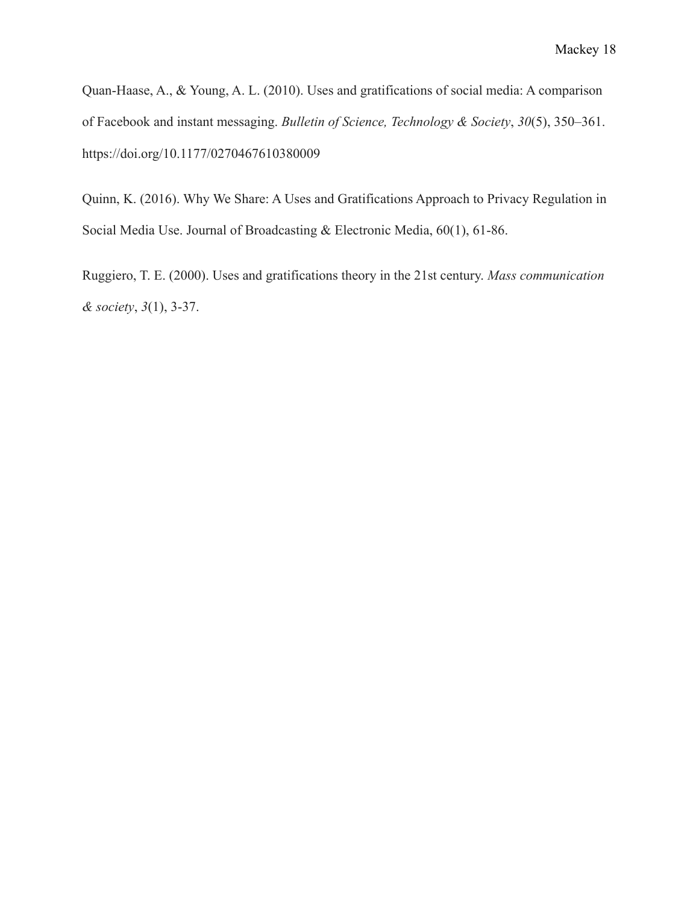Quan-Haase, A., & Young, A. L. (2010). Uses and gratifications of social media: A comparison of Facebook and instant messaging. *Bulletin of Science, Technology & Society*, *30*(5), 350–361. https://doi.org/10.1177/0270467610380009

Quinn, K. (2016). Why We Share: A Uses and Gratifications Approach to Privacy Regulation in Social Media Use. Journal of Broadcasting & Electronic Media, 60(1), 61-86.

Ruggiero, T. E. (2000). Uses and gratifications theory in the 21st century. *Mass communication & society*, *3*(1), 3-37.